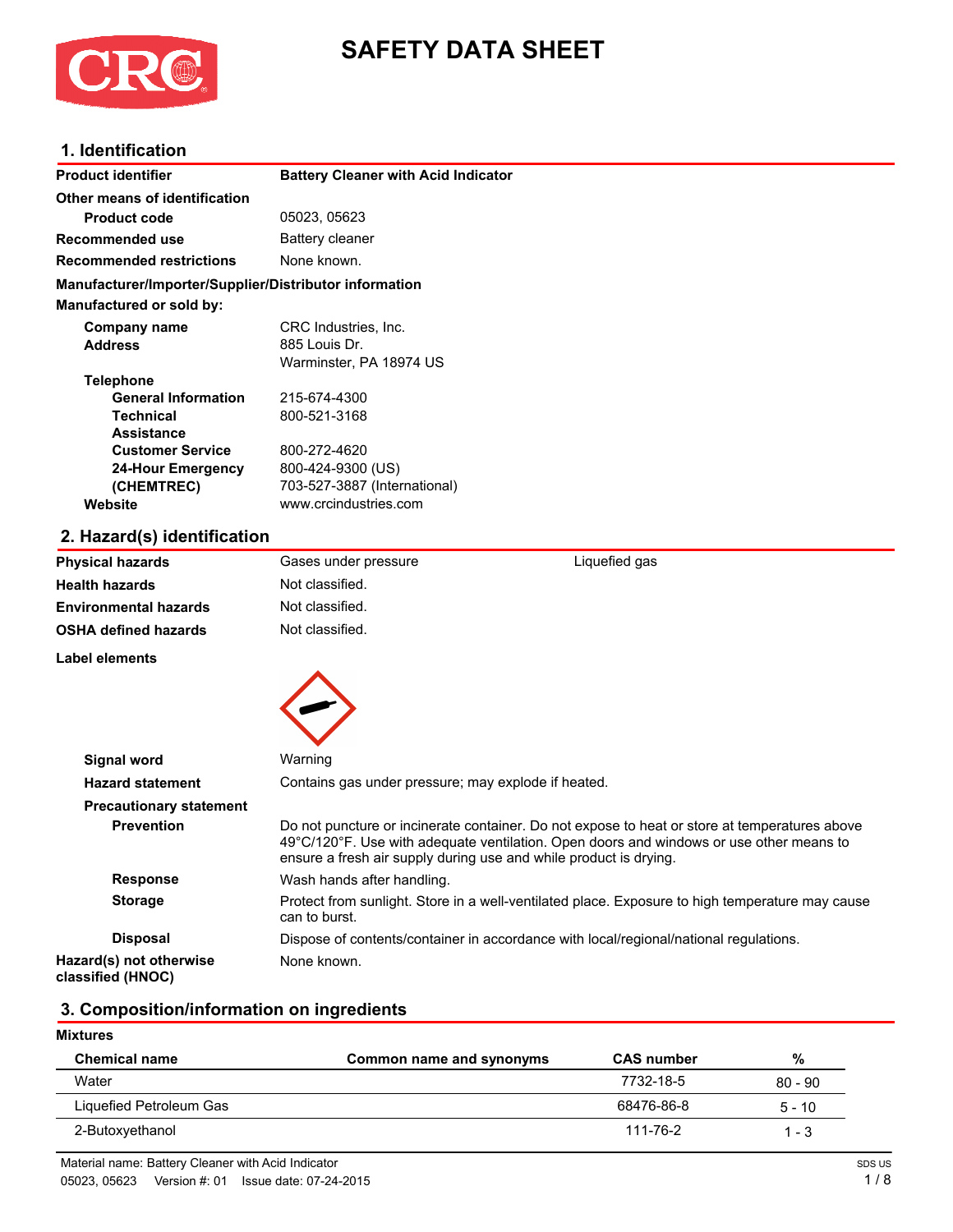# SAFETY DATA SHEET

## 1. Identification

| | |
|---|---|
| **Product identifier** | **Battery Cleaner with Acid Indicator** |
| **Other means of identification** | |
| **Product code** | 05023, 05623 |
| **Recommended use** | Battery cleaner |
| **Recommended restrictions** | None known. |

**Manufacturer/Importer/Supplier/Distributor information**

**Manufactured or sold by:**

| | |
|---|---|
| **Company name** | CRC Industries, Inc. |
| **Address** | 885 Louis Dr.<br>Warminster, PA 18974 US |
| **Telephone** | |
| **General Information** | 215-674-4300 |
| **Technical Assistance** | 800-521-3168 |
| **Customer Service** | 800-272-4620 |
| **24-Hour Emergency (CHEMTREC)** | 800-424-9300 (US)<br>703-527-3887 (International) |
| **Website** | www.crcindustries.com |

## 2. Hazard(s) identification

| | | |
|---|---|---|
| **Physical hazards** | Gases under pressure | Liquefied gas |
| **Health hazards** | Not classified. | |
| **Environmental hazards** | Not classified. | |
| **OSHA defined hazards** | Not classified. | |

**Label elements**

| | |
|---|---|
| **Signal word** | Warning |
| **Hazard statement** | Contains gas under pressure; may explode if heated. |
| **Precautionary statement** | |
| **Prevention** | Do not puncture or incinerate container. Do not expose to heat or store at temperatures above 49°C/120°F. Use with adequate ventilation. Open doors and windows or use other means to ensure a fresh air supply during use and while product is drying. |
| **Response** | Wash hands after handling. |
| **Storage** | Protect from sunlight. Store in a well-ventilated place. Exposure to high temperature may cause can to burst. |
| **Disposal** | Dispose of contents/container in accordance with local/regional/national regulations. |
| **Hazard(s) not otherwise classified (HNOC)** | None known. |

## 3. Composition/information on ingredients

**Mixtures**

| Chemical name | Common name and synonyms | CAS number | % |
|---|---|---|---|
| Water | | 7732-18-5 | 80 - 90 |
| Liquefied Petroleum Gas | | 68476-86-8 | 5 - 10 |
| 2-Butoxyethanol | | 111-76-2 | 1 - 3 |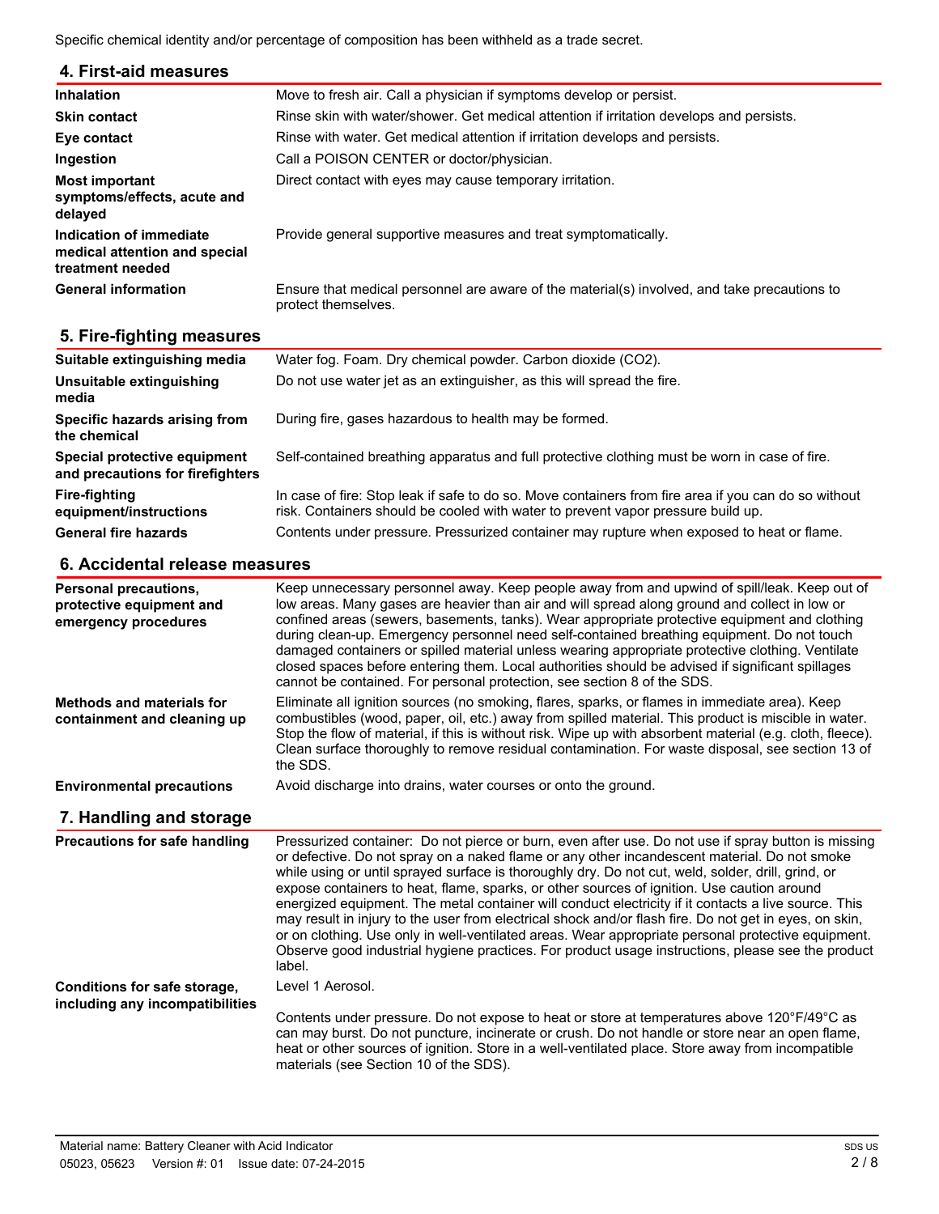Specific chemical identity and/or percentage of composition has been withheld as a trade secret.

## 4. First-aid measures

| | |
|---|---|
| **Inhalation** | Move to fresh air. Call a physician if symptoms develop or persist. |
| **Skin contact** | Rinse skin with water/shower. Get medical attention if irritation develops and persists. |
| **Eye contact** | Rinse with water. Get medical attention if irritation develops and persists. |
| **Ingestion** | Call a POISON CENTER or doctor/physician. |
| **Most important symptoms/effects, acute and delayed** | Direct contact with eyes may cause temporary irritation. |
| **Indication of immediate medical attention and special treatment needed** | Provide general supportive measures and treat symptomatically. |
| **General information** | Ensure that medical personnel are aware of the material(s) involved, and take precautions to protect themselves. |

## 5. Fire-fighting measures

| | |
|---|---|
| **Suitable extinguishing media** | Water fog. Foam. Dry chemical powder. Carbon dioxide ($CO_2$). |
| **Unsuitable extinguishing media** | Do not use water jet as an extinguisher, as this will spread the fire. |
| **Specific hazards arising from the chemical** | During fire, gases hazardous to health may be formed. |
| **Special protective equipment and precautions for firefighters** | Self-contained breathing apparatus and full protective clothing must be worn in case of fire. |
| **Fire-fighting equipment/instructions** | In case of fire: Stop leak if safe to do so. Move containers from fire area if you can do so without risk. Containers should be cooled with water to prevent vapor pressure build up. |
| **General fire hazards** | Contents under pressure. Pressurized container may rupture when exposed to heat or flame. |

## 6. Accidental release measures

| | |
|---|---|
| **Personal precautions, protective equipment and emergency procedures** | Keep unnecessary personnel away. Keep people away from and upwind of spill/leak. Keep out of low areas. Many gases are heavier than air and will spread along ground and collect in low or confined areas (sewers, basements, tanks). Wear appropriate protective equipment and clothing during clean-up. Emergency personnel need self-contained breathing equipment. Do not touch damaged containers or spilled material unless wearing appropriate protective clothing. Ventilate closed spaces before entering them. Local authorities should be advised if significant spillages cannot be contained. For personal protection, see section 8 of the SDS. |
| **Methods and materials for containment and cleaning up** | Eliminate all ignition sources (no smoking, flares, sparks, or flames in immediate area). Keep combustibles (wood, paper, oil, etc.) away from spilled material. This product is miscible in water. Stop the flow of material, if this is without risk. Wipe up with absorbent material (e.g. cloth, fleece). Clean surface thoroughly to remove residual contamination. For waste disposal, see section 13 of the SDS. |
| **Environmental precautions** | Avoid discharge into drains, water courses or onto the ground. |

## 7. Handling and storage

| | |
|---|---|
| **Precautions for safe handling** | Pressurized container: Do not pierce or burn, even after use. Do not use if spray button is missing or defective. Do not spray on a naked flame or any other incandescent material. Do not smoke while using or until sprayed surface is thoroughly dry. Do not cut, weld, solder, drill, grind, or expose containers to heat, flame, sparks, or other sources of ignition. Use caution around energized equipment. The metal container will conduct electricity if it contacts a live source. This may result in injury to the user from electrical shock and/or flash fire. Do not get in eyes, on skin, or on clothing. Use only in well-ventilated areas. Wear appropriate personal protective equipment. Observe good industrial hygiene practices. For product usage instructions, please see the product label. |
| **Conditions for safe storage, including any incompatibilities** | Level 1 Aerosol.<br><br>Contents under pressure. Do not expose to heat or store at temperatures above 120°F/49°C as can may burst. Do not puncture, incinerate or crush. Do not handle or store near an open flame, heat or other sources of ignition. Store in a well-ventilated place. Store away from incompatible materials (see Section 10 of the SDS). |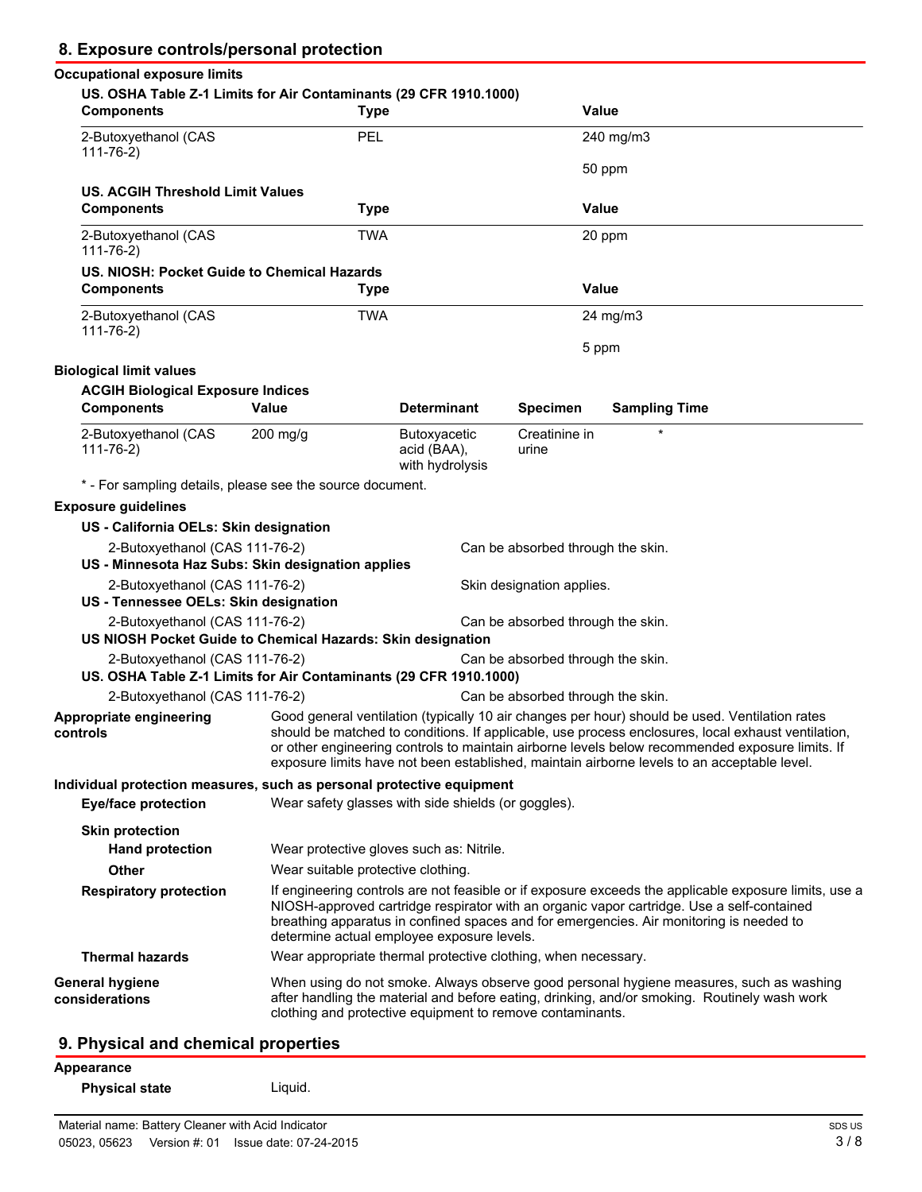## 8. Exposure controls/personal protection

**Occupational exposure limits**

**US. OSHA Table Z-1 Limits for Air Contaminants (29 CFR 1910.1000)**

| Components | Type | Value |
|---|---|---|
| 2-Butoxyethanol (CAS 111-76-2) | PEL | 240 mg/m3 |
| | | 50 ppm |

**US. ACGIH Threshold Limit Values**

| Components | Type | Value |
|---|---|---|
| 2-Butoxyethanol (CAS 111-76-2) | TWA | 20 ppm |

**US. NIOSH: Pocket Guide to Chemical Hazards**

| Components | Type | Value |
|---|---|---|
| 2-Butoxyethanol (CAS 111-76-2) | TWA | 24 mg/m3 |
| | | 5 ppm |

**Biological limit values**

**ACGIH Biological Exposure Indices**

| Components | Value | Determinant | Specimen | Sampling Time |
|---|---|---|---|---|
| 2-Butoxyethanol (CAS 111-76-2) | 200 mg/g | Butoxyacetic acid (BAA), with hydrolysis | Creatinine in urine | * |

* - For sampling details, please see the source document.

**Exposure guidelines**

**US - California OELs: Skin designation**

2-Butoxyethanol (CAS 111-76-2) — Can be absorbed through the skin.

**US - Minnesota Haz Subs: Skin designation applies**

2-Butoxyethanol (CAS 111-76-2) — Skin designation applies.

**US - Tennessee OELs: Skin designation**

2-Butoxyethanol (CAS 111-76-2) — Can be absorbed through the skin.

**US NIOSH Pocket Guide to Chemical Hazards: Skin designation**

2-Butoxyethanol (CAS 111-76-2) — Can be absorbed through the skin.

**US. OSHA Table Z-1 Limits for Air Contaminants (29 CFR 1910.1000)**

2-Butoxyethanol (CAS 111-76-2) — Can be absorbed through the skin.

**Appropriate engineering controls**

Good general ventilation (typically 10 air changes per hour) should be used. Ventilation rates should be matched to conditions. If applicable, use process enclosures, local exhaust ventilation, or other engineering controls to maintain airborne levels below recommended exposure limits. If exposure limits have not been established, maintain airborne levels to an acceptable level.

**Individual protection measures, such as personal protective equipment**

**Eye/face protection**

Wear safety glasses with side shields (or goggles).

**Skin protection**

**Hand protection**

Wear protective gloves such as: Nitrile.

**Other**

Wear suitable protective clothing.

**Respiratory protection**

If engineering controls are not feasible or if exposure exceeds the applicable exposure limits, use a NIOSH-approved cartridge respirator with an organic vapor cartridge. Use a self-contained breathing apparatus in confined spaces and for emergencies. Air monitoring is needed to determine actual employee exposure levels.

**Thermal hazards**

Wear appropriate thermal protective clothing, when necessary.

**General hygiene considerations**

When using do not smoke. Always observe good personal hygiene measures, such as washing after handling the material and before eating, drinking, and/or smoking. Routinely wash work clothing and protective equipment to remove contaminants.

## 9. Physical and chemical properties

**Appearance**

**Physical state** — Liquid.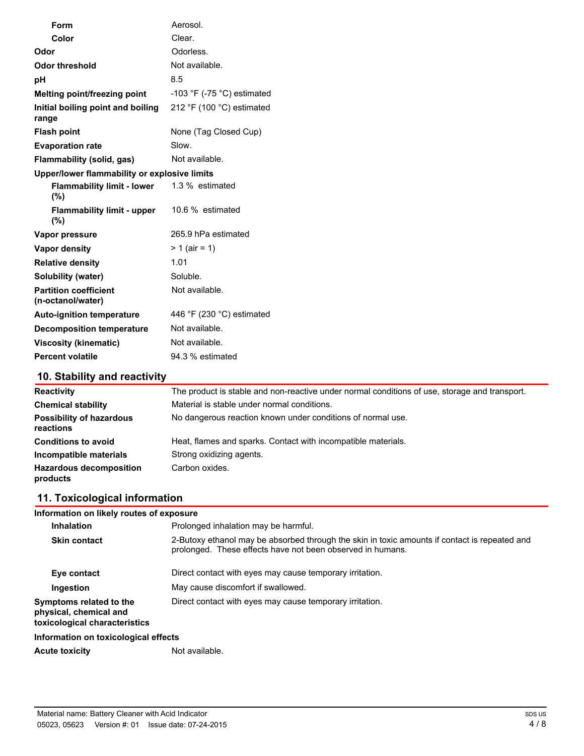| | |
|---|---|
| **Form** | Aerosol. |
| **Color** | Clear. |
| **Odor** | Odorless. |
| **Odor threshold** | Not available. |
| **pH** | 8.5 |
| **Melting point/freezing point** | -103 °F (-75 °C) estimated |
| **Initial boiling point and boiling range** | 212 °F (100 °C) estimated |
| **Flash point** | None (Tag Closed Cup) |
| **Evaporation rate** | Slow. |
| **Flammability (solid, gas)** | Not available. |
| **Upper/lower flammability or explosive limits** | |
| **Flammability limit - lower (%)** | 1.3 % estimated |
| **Flammability limit - upper (%)** | 10.6 % estimated |
| **Vapor pressure** | 265.9 hPa estimated |
| **Vapor density** | > 1 (air = 1) |
| **Relative density** | 1.01 |
| **Solubility (water)** | Soluble. |
| **Partition coefficient (n-octanol/water)** | Not available. |
| **Auto-ignition temperature** | 446 °F (230 °C) estimated |
| **Decomposition temperature** | Not available. |
| **Viscosity (kinematic)** | Not available. |
| **Percent volatile** | 94.3 % estimated |

## 10. Stability and reactivity

| | |
|---|---|
| **Reactivity** | The product is stable and non-reactive under normal conditions of use, storage and transport. |
| **Chemical stability** | Material is stable under normal conditions. |
| **Possibility of hazardous reactions** | No dangerous reaction known under conditions of normal use. |
| **Conditions to avoid** | Heat, flames and sparks. Contact with incompatible materials. |
| **Incompatible materials** | Strong oxidizing agents. |
| **Hazardous decomposition products** | Carbon oxides. |

## 11. Toxicological information

**Information on likely routes of exposure**

| | |
|---|---|
| **Inhalation** | Prolonged inhalation may be harmful. |
| **Skin contact** | 2-Butoxy ethanol may be absorbed through the skin in toxic amounts if contact is repeated and prolonged. These effects have not been observed in humans. |
| **Eye contact** | Direct contact with eyes may cause temporary irritation. |
| **Ingestion** | May cause discomfort if swallowed. |
| **Symptoms related to the physical, chemical and toxicological characteristics** | Direct contact with eyes may cause temporary irritation. |

**Information on toxicological effects**

| | |
|---|---|
| **Acute toxicity** | Not available. |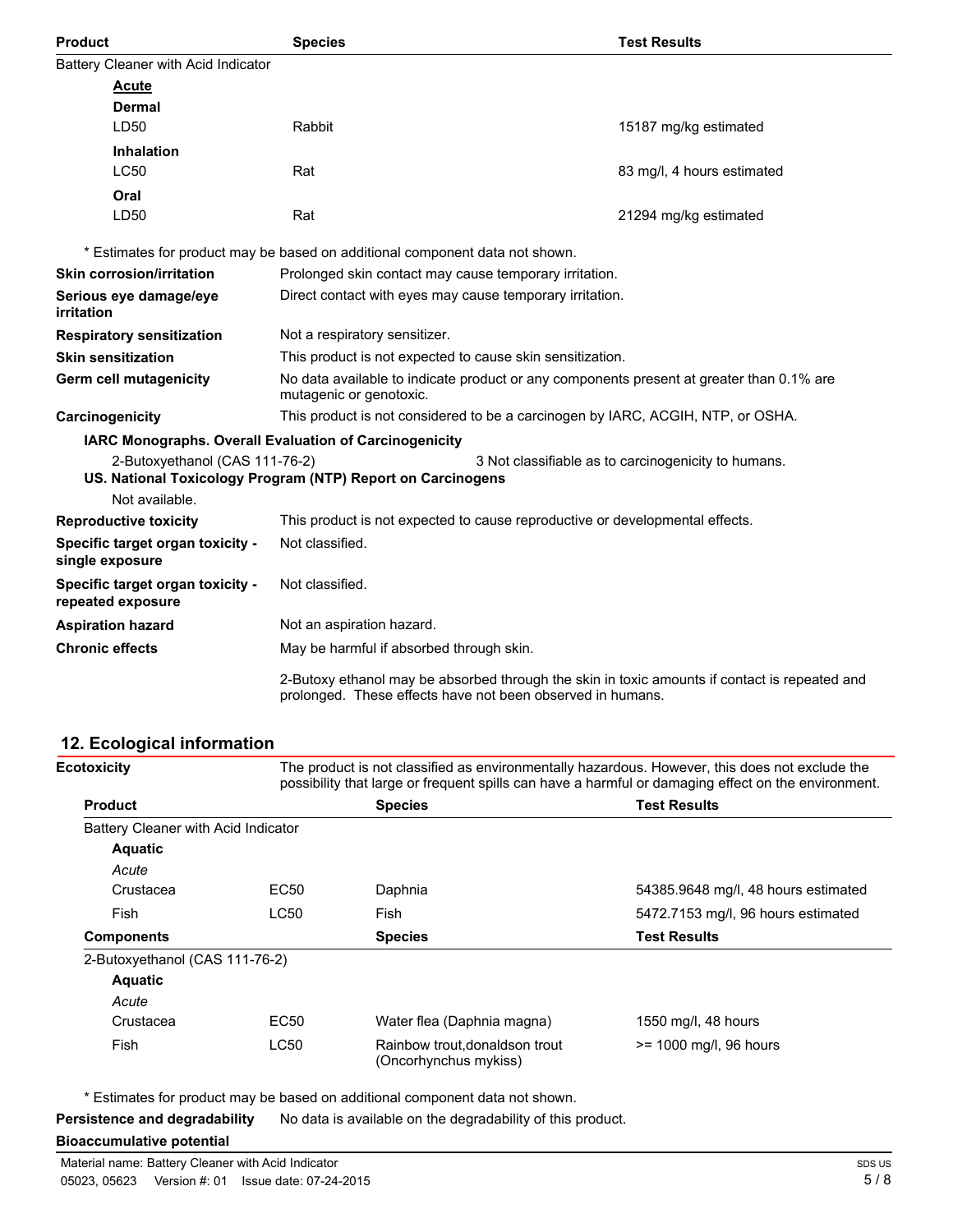| Product | Species | Test Results |
| --- | --- | --- |
| Battery Cleaner with Acid Indicator | | |
| **Acute** | | |
| **Dermal** | | |
| LD50 | Rabbit | 15187 mg/kg estimated |
| **Inhalation** | | |
| LC50 | Rat | 83 mg/l, 4 hours estimated |
| **Oral** | | |
| LD50 | Rat | 21294 mg/kg estimated |

* Estimates for product may be based on additional component data not shown.

**Skin corrosion/irritation** Prolonged skin contact may cause temporary irritation.

**Serious eye damage/eye irritation** Direct contact with eyes may cause temporary irritation.

**Respiratory sensitization** Not a respiratory sensitizer.

**Skin sensitization** This product is not expected to cause skin sensitization.

**Germ cell mutagenicity** No data available to indicate product or any components present at greater than 0.1% are mutagenic or genotoxic.

**Carcinogenicity** This product is not considered to be a carcinogen by IARC, ACGIH, NTP, or OSHA.

**IARC Monographs. Overall Evaluation of Carcinogenicity**

2-Butoxyethanol (CAS 111-76-2) 3 Not classifiable as to carcinogenicity to humans.

**US. National Toxicology Program (NTP) Report on Carcinogens**

Not available.

**Reproductive toxicity** This product is not expected to cause reproductive or developmental effects.

**Specific target organ toxicity - single exposure** Not classified.

**Specific target organ toxicity - repeated exposure** Not classified.

**Aspiration hazard** Not an aspiration hazard.

**Chronic effects** May be harmful if absorbed through skin.

2-Butoxy ethanol may be absorbed through the skin in toxic amounts if contact is repeated and prolonged. These effects have not been observed in humans.

## 12. Ecological information

**Ecotoxicity** The product is not classified as environmentally hazardous. However, this does not exclude the possibility that large or frequent spills can have a harmful or damaging effect on the environment.

| Product | | Species | Test Results |
| --- | --- | --- | --- |
| Battery Cleaner with Acid Indicator | | | |
| **Aquatic** | | | |
| *Acute* | | | |
| Crustacea | EC50 | Daphnia | 54385.9648 mg/l, 48 hours estimated |
| Fish | LC50 | Fish | 5472.7153 mg/l, 96 hours estimated |
| **Components** | | **Species** | **Test Results** |
| 2-Butoxyethanol (CAS 111-76-2) | | | |
| **Aquatic** | | | |
| *Acute* | | | |
| Crustacea | EC50 | Water flea (Daphnia magna) | 1550 mg/l, 48 hours |
| Fish | LC50 | Rainbow trout,donaldson trout (Oncorhynchus mykiss) | >= 1000 mg/l, 96 hours |

* Estimates for product may be based on additional component data not shown.

**Persistence and degradability** No data is available on the degradability of this product.

**Bioaccumulative potential**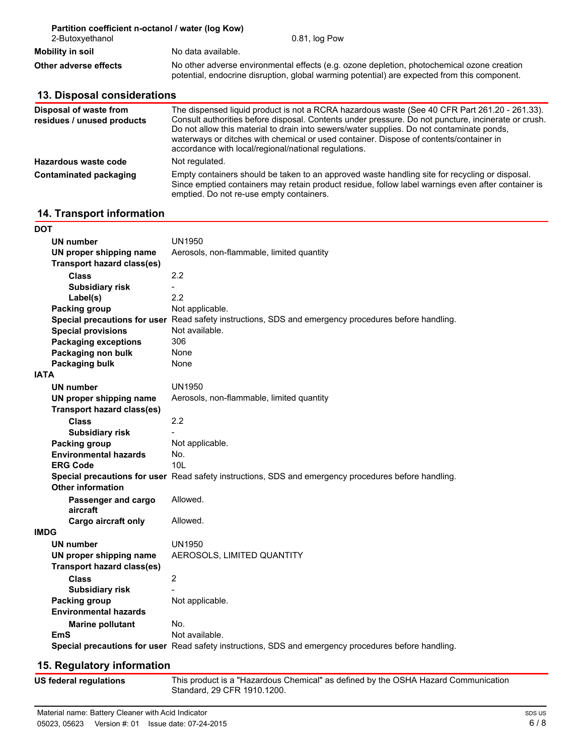**Partition coefficient n-octanol / water (log Kow)**

| | |
|---|---|
| 2-Butoxyethanol | 0.81, log Pow |

| | |
|---|---|
| **Mobility in soil** | No data available. |
| **Other adverse effects** | No other adverse environmental effects (e.g. ozone depletion, photochemical ozone creation potential, endocrine disruption, global warming potential) are expected from this component. |

## 13. Disposal considerations

| | |
|---|---|
| **Disposal of waste from residues / unused products** | The dispensed liquid product is not a RCRA hazardous waste (See 40 CFR Part 261.20 - 261.33). Consult authorities before disposal. Contents under pressure. Do not puncture, incinerate or crush. Do not allow this material to drain into sewers/water supplies. Do not contaminate ponds, waterways or ditches with chemical or used container. Dispose of contents/container in accordance with local/regional/national regulations. |
| **Hazardous waste code** | Not regulated. |
| **Contaminated packaging** | Empty containers should be taken to an approved waste handling site for recycling or disposal. Since emptied containers may retain product residue, follow label warnings even after container is emptied. Do not re-use empty containers. |

## 14. Transport information

**DOT**

| | |
|---|---|
| **UN number** | UN1950 |
| **UN proper shipping name** | Aerosols, non-flammable, limited quantity |
| **Transport hazard class(es)** | |
| **Class** | 2.2 |
| **Subsidiary risk** | - |
| **Label(s)** | 2.2 |
| **Packing group** | Not applicable. |
| **Special precautions for user** | Read safety instructions, SDS and emergency procedures before handling. |
| **Special provisions** | Not available. |
| **Packaging exceptions** | 306 |
| **Packaging non bulk** | None |
| **Packaging bulk** | None |

**IATA**

| | |
|---|---|
| **UN number** | UN1950 |
| **UN proper shipping name** | Aerosols, non-flammable, limited quantity |
| **Transport hazard class(es)** | |
| **Class** | 2.2 |
| **Subsidiary risk** | - |
| **Packing group** | Not applicable. |
| **Environmental hazards** | No. |
| **ERG Code** | 10L |
| **Special precautions for user** | Read safety instructions, SDS and emergency procedures before handling. |
| **Other information** | |
| **Passenger and cargo aircraft** | Allowed. |
| **Cargo aircraft only** | Allowed. |

**IMDG**

| | |
|---|---|
| **UN number** | UN1950 |
| **UN proper shipping name** | AEROSOLS, LIMITED QUANTITY |
| **Transport hazard class(es)** | |
| **Class** | 2 |
| **Subsidiary risk** | - |
| **Packing group** | Not applicable. |
| **Environmental hazards** | |
| **Marine pollutant** | No. |
| **EmS** | Not available. |
| **Special precautions for user** | Read safety instructions, SDS and emergency procedures before handling. |

## 15. Regulatory information

| | |
|---|---|
| **US federal regulations** | This product is a "Hazardous Chemical" as defined by the OSHA Hazard Communication Standard, 29 CFR 1910.1200. |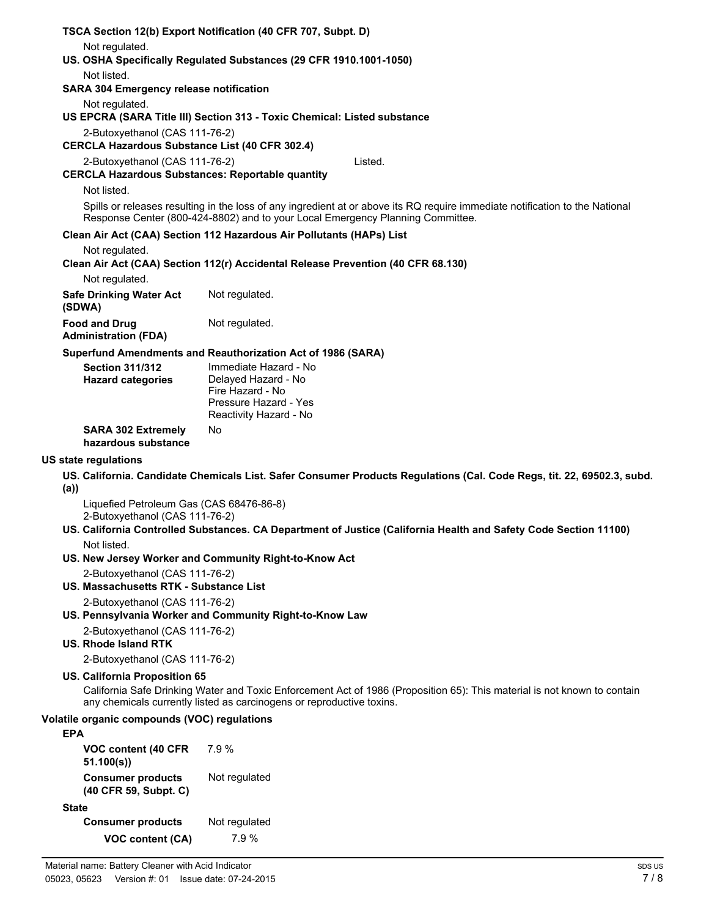**TSCA Section 12(b) Export Notification (40 CFR 707, Subpt. D)**

Not regulated.

**US. OSHA Specifically Regulated Substances (29 CFR 1910.1001-1050)**

Not listed.

**SARA 304 Emergency release notification**

Not regulated.

**US EPCRA (SARA Title III) Section 313 - Toxic Chemical: Listed substance**

2-Butoxyethanol (CAS 111-76-2)

**CERCLA Hazardous Substance List (40 CFR 302.4)**

2-Butoxyethanol (CAS 111-76-2) Listed.

**CERCLA Hazardous Substances: Reportable quantity**

Not listed.

Spills or releases resulting in the loss of any ingredient at or above its RQ require immediate notification to the National Response Center (800-424-8802) and to your Local Emergency Planning Committee.

**Clean Air Act (CAA) Section 112 Hazardous Air Pollutants (HAPs) List**

Not regulated.

**Clean Air Act (CAA) Section 112(r) Accidental Release Prevention (40 CFR 68.130)**

Not regulated.

**Safe Drinking Water Act (SDWA)** Not regulated.

**Food and Drug Administration (FDA)** Not regulated.

**Superfund Amendments and Reauthorization Act of 1986 (SARA)**

**Section 311/312 Hazard categories**
Immediate Hazard - No
Delayed Hazard - No
Fire Hazard - No
Pressure Hazard - Yes
Reactivity Hazard - No

**SARA 302 Extremely hazardous substance** No

**US state regulations**

**US. California. Candidate Chemicals List. Safer Consumer Products Regulations (Cal. Code Regs, tit. 22, 69502.3, subd. (a))**

Liquefied Petroleum Gas (CAS 68476-86-8)
2-Butoxyethanol (CAS 111-76-2)

**US. California Controlled Substances. CA Department of Justice (California Health and Safety Code Section 11100)**

Not listed.

**US. New Jersey Worker and Community Right-to-Know Act**

2-Butoxyethanol (CAS 111-76-2)

**US. Massachusetts RTK - Substance List**

2-Butoxyethanol (CAS 111-76-2)

**US. Pennsylvania Worker and Community Right-to-Know Law**

2-Butoxyethanol (CAS 111-76-2)

**US. Rhode Island RTK**

2-Butoxyethanol (CAS 111-76-2)

**US. California Proposition 65**

California Safe Drinking Water and Toxic Enforcement Act of 1986 (Proposition 65): This material is not known to contain any chemicals currently listed as carcinogens or reproductive toxins.

**Volatile organic compounds (VOC) regulations**

**EPA**

**VOC content (40 CFR 51.100(s))** 7.9 %

**Consumer products (40 CFR 59, Subpt. C)** Not regulated

**State**

**Consumer products** Not regulated

**VOC content (CA)** 7.9 %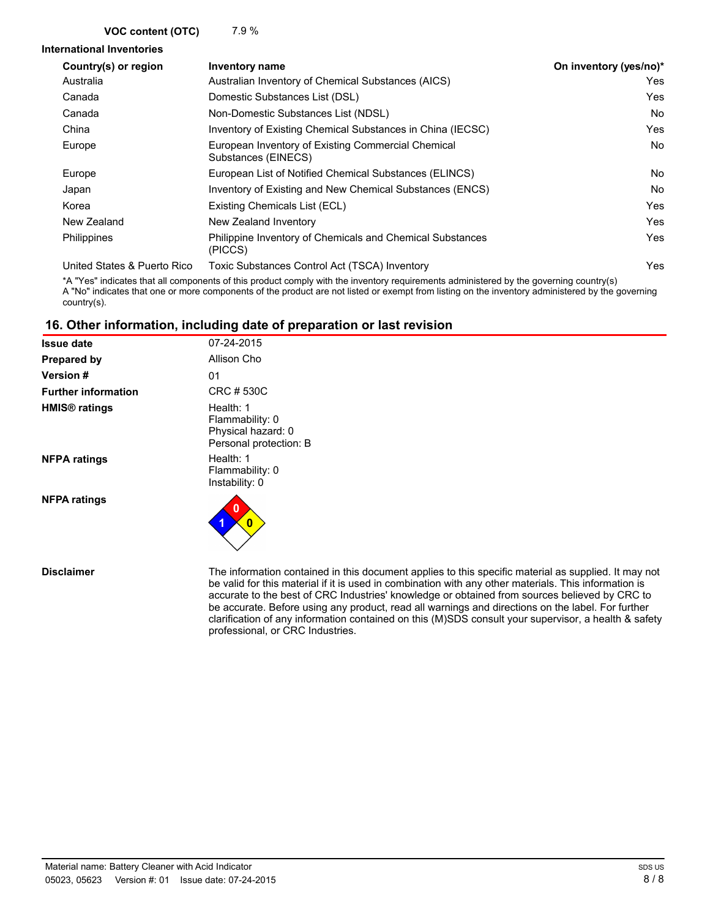**VOC content (OTC)** 7.9 %

**International Inventories**

| Country(s) or region | Inventory name | On inventory (yes/no)* |
|---|---|---|
| Australia | Australian Inventory of Chemical Substances (AICS) | Yes |
| Canada | Domestic Substances List (DSL) | Yes |
| Canada | Non-Domestic Substances List (NDSL) | No |
| China | Inventory of Existing Chemical Substances in China (IECSC) | Yes |
| Europe | European Inventory of Existing Commercial Chemical Substances (EINECS) | No |
| Europe | European List of Notified Chemical Substances (ELINCS) | No |
| Japan | Inventory of Existing and New Chemical Substances (ENCS) | No |
| Korea | Existing Chemicals List (ECL) | Yes |
| New Zealand | New Zealand Inventory | Yes |
| Philippines | Philippine Inventory of Chemicals and Chemical Substances (PICCS) | Yes |
| United States & Puerto Rico | Toxic Substances Control Act (TSCA) Inventory | Yes |

*A "Yes" indicates that all components of this product comply with the inventory requirements administered by the governing country(s)
A "No" indicates that one or more components of the product are not listed or exempt from listing on the inventory administered by the governing country(s).

## 16. Other information, including date of preparation or last revision

**Issue date** 07-24-2015

**Prepared by** Allison Cho

**Version #** 01

**Further information** CRC # 530C

**HMIS® ratings**
Health: 1
Flammability: 0
Physical hazard: 0
Personal protection: B

**NFPA ratings**
Health: 1
Flammability: 0
Instability: 0

**NFPA ratings**

0
1 0

**Disclaimer**

The information contained in this document applies to this specific material as supplied. It may not be valid for this material if it is used in combination with any other materials. This information is accurate to the best of CRC Industries' knowledge or obtained from sources believed by CRC to be accurate. Before using any product, read all warnings and directions on the label. For further clarification of any information contained on this (M)SDS consult your supervisor, a health & safety professional, or CRC Industries.